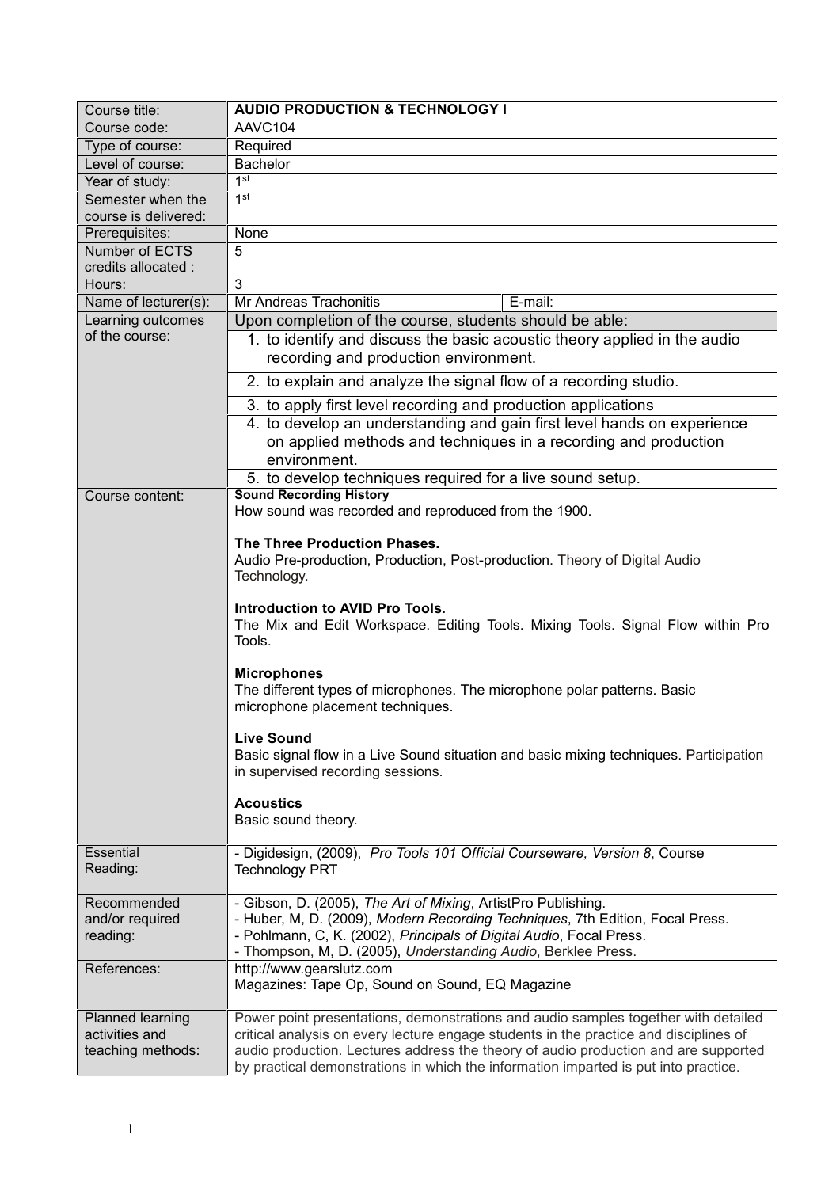| Course title: | **AUDIO PRODUCTION & TECHNOLOGY I** | |
|---|---|---|
| Course code: | AAVC104 | |
| Type of course: | Required | |
| Level of course: | Bachelor | |
| Year of study: | 1st | |
| Semester when the course is delivered: | 1st | |
| Prerequisites: | None | |
| Number of ECTS credits allocated : | 5 | |
| Hours: | 3 | |
| Name of lecturer(s): | Mr Andreas Trachonitis | E-mail: |
| Learning outcomes of the course: | Upon completion of the course, students should be able:<br>1. to identify and discuss the basic acoustic theory applied in the audio recording and production environment.<br>2. to explain and analyze the signal flow of a recording studio.<br>3. to apply first level recording and production applications<br>4. to develop an understanding and gain first level hands on experience on applied methods and techniques in a recording and production environment.<br>5. to develop techniques required for a live sound setup. | |
| Course content: | **Sound Recording History**<br>How sound was recorded and reproduced from the 1900.<br><br>**The Three Production Phases.**<br>Audio Pre-production, Production, Post-production. Theory of Digital Audio Technology.<br><br>**Introduction to AVID Pro Tools.**<br>The Mix and Edit Workspace. Editing Tools. Mixing Tools. Signal Flow within Pro Tools.<br><br>**Microphones**<br>The different types of microphones. The microphone polar patterns. Basic microphone placement techniques.<br><br>**Live Sound**<br>Basic signal flow in a Live Sound situation and basic mixing techniques. Participation in supervised recording sessions.<br><br>**Acoustics**<br>Basic sound theory. | |
| Essential Reading: | - Digidesign, (2009), *Pro Tools 101 Official Courseware, Version 8*, Course Technology PRT | |
| Recommended and/or required reading: | - Gibson, D. (2005), *The Art of Mixing*, ArtistPro Publishing.<br>- Huber, M, D. (2009), *Modern Recording Techniques*, 7th Edition, Focal Press.<br>- Pohlmann, C, K. (2002), *Principals of Digital Audio*, Focal Press.<br>- Thompson, M, D. (2005), *Understanding Audio*, Berklee Press. | |
| References: | http://www.gearslutz.com<br>Magazines: Tape Op, Sound on Sound, EQ Magazine | |
| Planned learning activities and teaching methods: | Power point presentations, demonstrations and audio samples together with detailed critical analysis on every lecture engage students in the practice and disciplines of audio production. Lectures address the theory of audio production and are supported by practical demonstrations in which the information imparted is put into practice. | |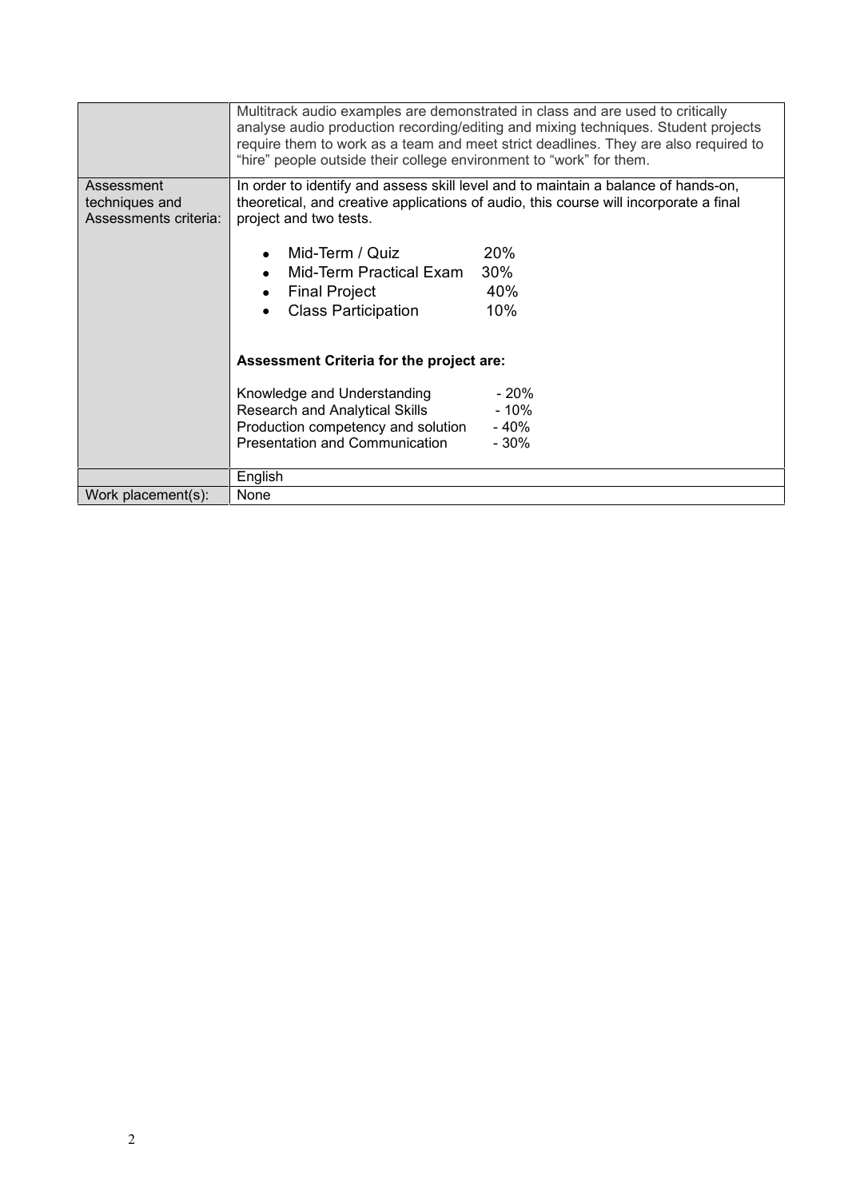| | |
|---|---|
| | Multitrack audio examples are demonstrated in class and are used to critically analyse audio production recording/editing and mixing techniques. Student projects require them to work as a team and meet strict deadlines. They are also required to "hire" people outside their college environment to "work" for them. |
| Assessment techniques and Assessments criteria: | In order to identify and assess skill level and to maintain a balance of hands-on, theoretical, and creative applications of audio, this course will incorporate a final project and two tests.<br><br>• Mid-Term / Quiz 20%<br>• Mid-Term Practical Exam 30%<br>• Final Project 40%<br>• Class Participation 10%<br><br>**Assessment Criteria for the project are:**<br><br>Knowledge and Understanding - 20%<br>Research and Analytical Skills - 10%<br>Production competency and solution - 40%<br>Presentation and Communication - 30% |
| | English |
| Work placement(s): | None |